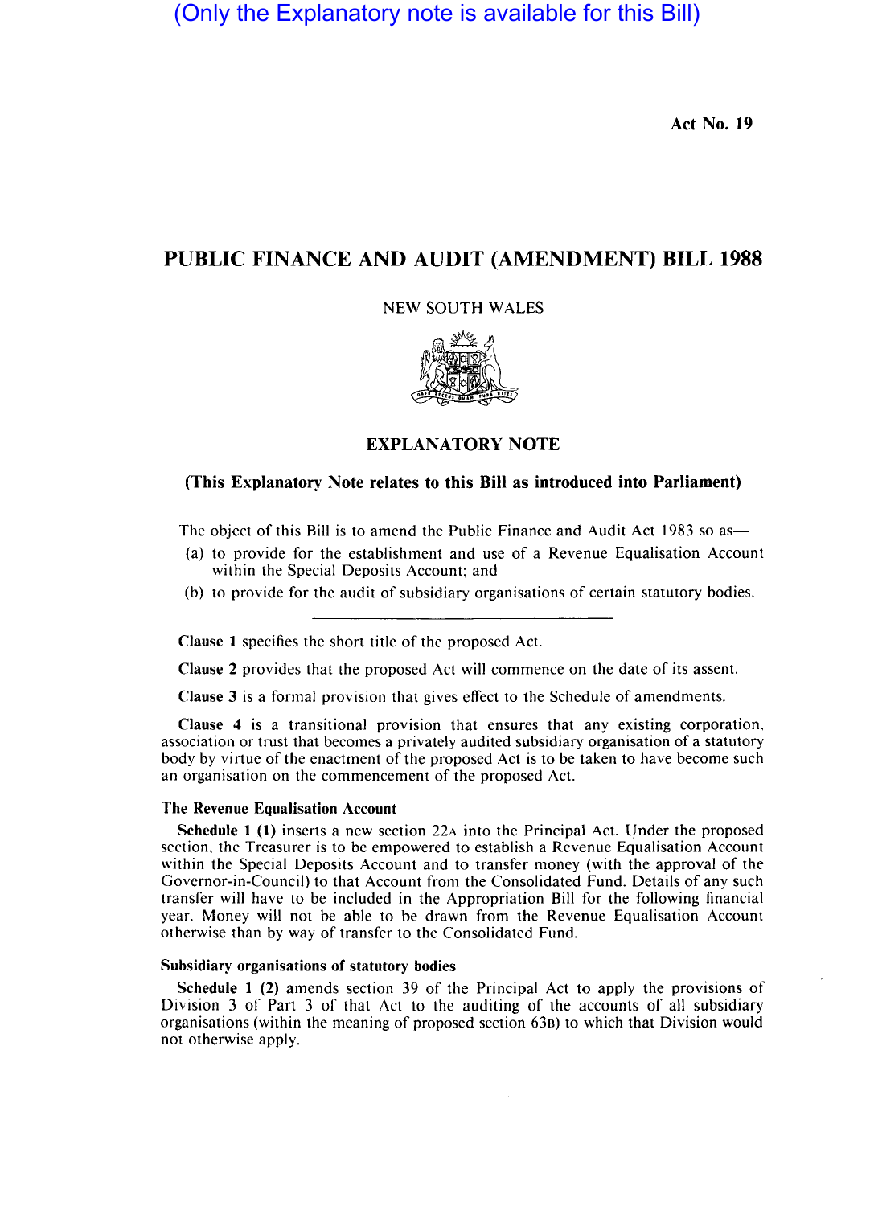(Only the Explanatory note is available for this Bill)

Act No. 19

# PUBLIC FINANCE AND AUDIT (AMENDMENT) BILL 1988

NEW SOUTH WALES

## EXPLANATORY NOTE

**(This Explanatory Note relates to this Bill as introduced into Parliament)**

The object of this Bill is to amend the Public Finance and Audit Act 1983 so as—

(a) to provide for the establishment and use of a Revenue Equalisation Account within the Special Deposits Account; and

(b) to provide for the audit of subsidiary organisations of certain statutory bodies.

---

**Clause 1** specifies the short title of the proposed Act.

**Clause 2** provides that the proposed Act will commence on the date of its assent.

**Clause 3** is a formal provision that gives effect to the Schedule of amendments.

**Clause 4** is a transitional provision that ensures that any existing corporation, association or trust that becomes a privately audited subsidiary organisation of a statutory body by virtue of the enactment of the proposed Act is to be taken to have become such an organisation on the commencement of the proposed Act.

### The Revenue Equalisation Account

**Schedule 1 (1)** inserts a new section 22A into the Principal Act. Under the proposed section, the Treasurer is to be empowered to establish a Revenue Equalisation Account within the Special Deposits Account and to transfer money (with the approval of the Governor-in-Council) to that Account from the Consolidated Fund. Details of any such transfer will have to be included in the Appropriation Bill for the following financial year. Money will not be able to be drawn from the Revenue Equalisation Account otherwise than by way of transfer to the Consolidated Fund.

### Subsidiary organisations of statutory bodies

**Schedule 1 (2)** amends section 39 of the Principal Act to apply the provisions of Division 3 of Part 3 of that Act to the auditing of the accounts of all subsidiary organisations (within the meaning of proposed section 63B) to which that Division would not otherwise apply.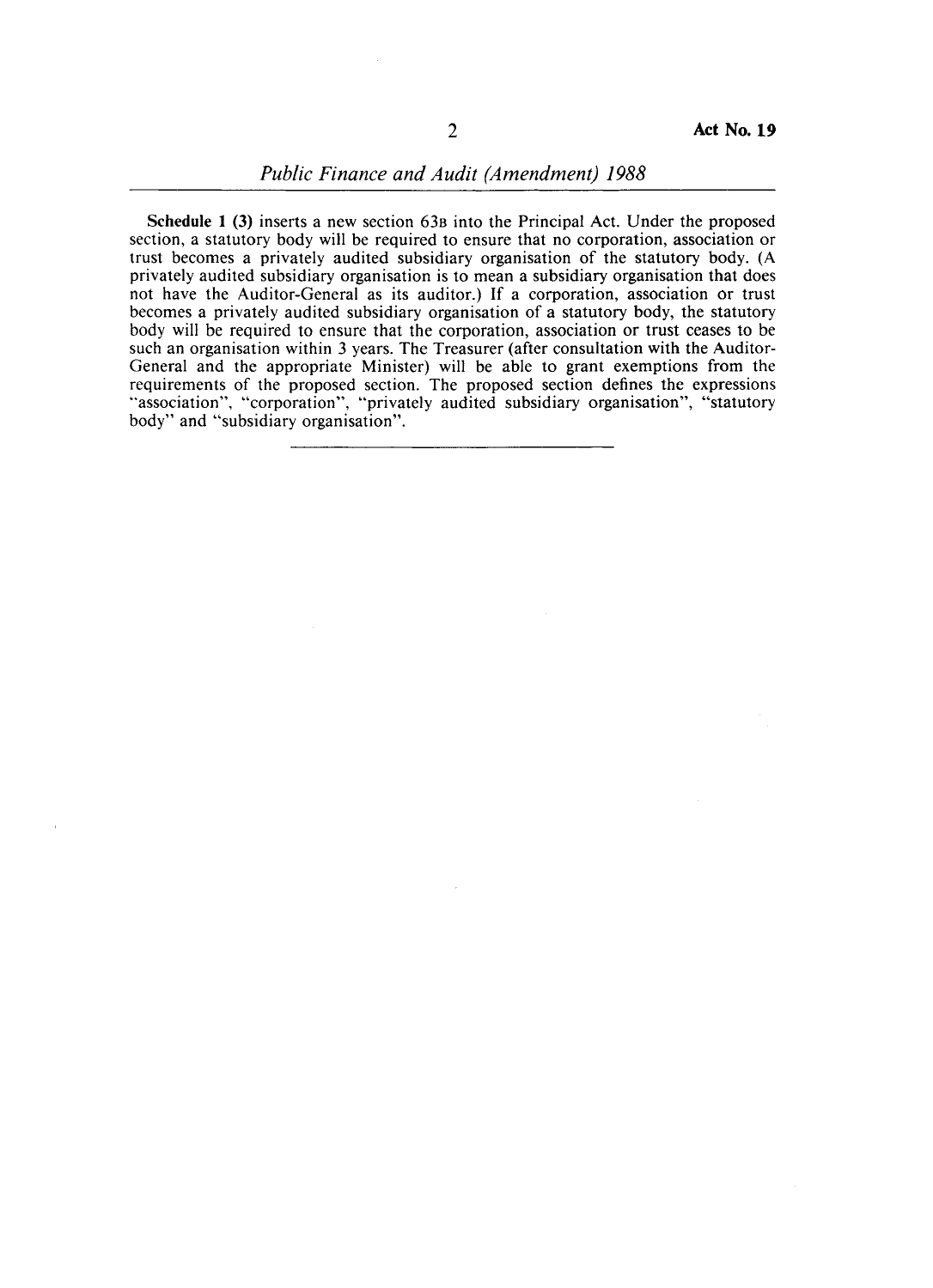**Schedule 1 (3)** inserts a new section 63B into the Principal Act. Under the proposed section, a statutory body will be required to ensure that no corporation, association or trust becomes a privately audited subsidiary organisation of the statutory body. (A privately audited subsidiary organisation is to mean a subsidiary organisation that does not have the Auditor-General as its auditor.) If a corporation, association or trust becomes a privately audited subsidiary organisation of a statutory body, the statutory body will be required to ensure that the corporation, association or trust ceases to be such an organisation within 3 years. The Treasurer (after consultation with the Auditor-General and the appropriate Minister) will be able to grant exemptions from the requirements of the proposed section. The proposed section defines the expressions "association", "corporation", "privately audited subsidiary organisation", "statutory body" and "subsidiary organisation".

---